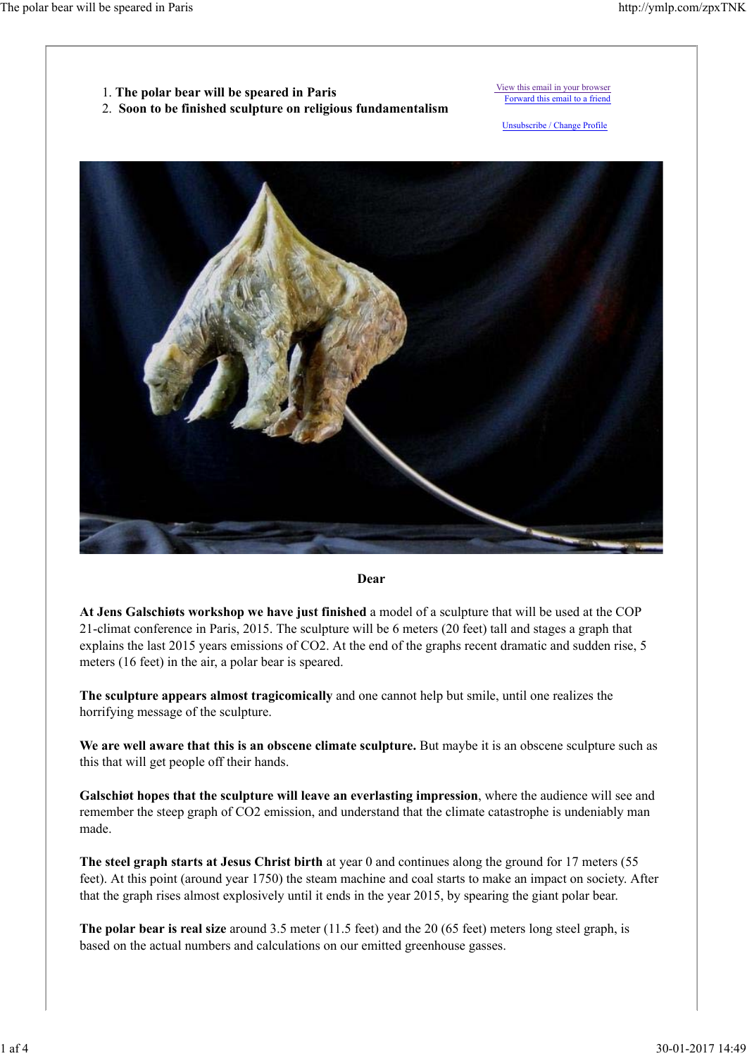1. **The polar bear will be speared in Paris**
2. **Soon to be finished sculpture on religious fundamentalism**

View this email in your browser
Forward this email to a friend

Unsubscribe / Change Profile

**Dear**

**At Jens Galschiøts workshop we have just finished** a model of a sculpture that will be used at the COP 21-climat conference in Paris, 2015. The sculpture will be 6 meters (20 feet) tall and stages a graph that explains the last 2015 years emissions of CO2. At the end of the graphs recent dramatic and sudden rise, 5 meters (16 feet) in the air, a polar bear is speared.

**The sculpture appears almost tragicomically** and one cannot help but smile, until one realizes the horrifying message of the sculpture.

**We are well aware that this is an obscene climate sculpture.** But maybe it is an obscene sculpture such as this that will get people off their hands.

**Galschiøt hopes that the sculpture will leave an everlasting impression**, where the audience will see and remember the steep graph of CO2 emission, and understand that the climate catastrophe is undeniably man made.

**The steel graph starts at Jesus Christ birth** at year 0 and continues along the ground for 17 meters (55 feet). At this point (around year 1750) the steam machine and coal starts to make an impact on society. After that the graph rises almost explosively until it ends in the year 2015, by spearing the giant polar bear.

**The polar bear is real size** around 3.5 meter (11.5 feet) and the 20 (65 feet) meters long steel graph, is based on the actual numbers and calculations on our emitted greenhouse gasses.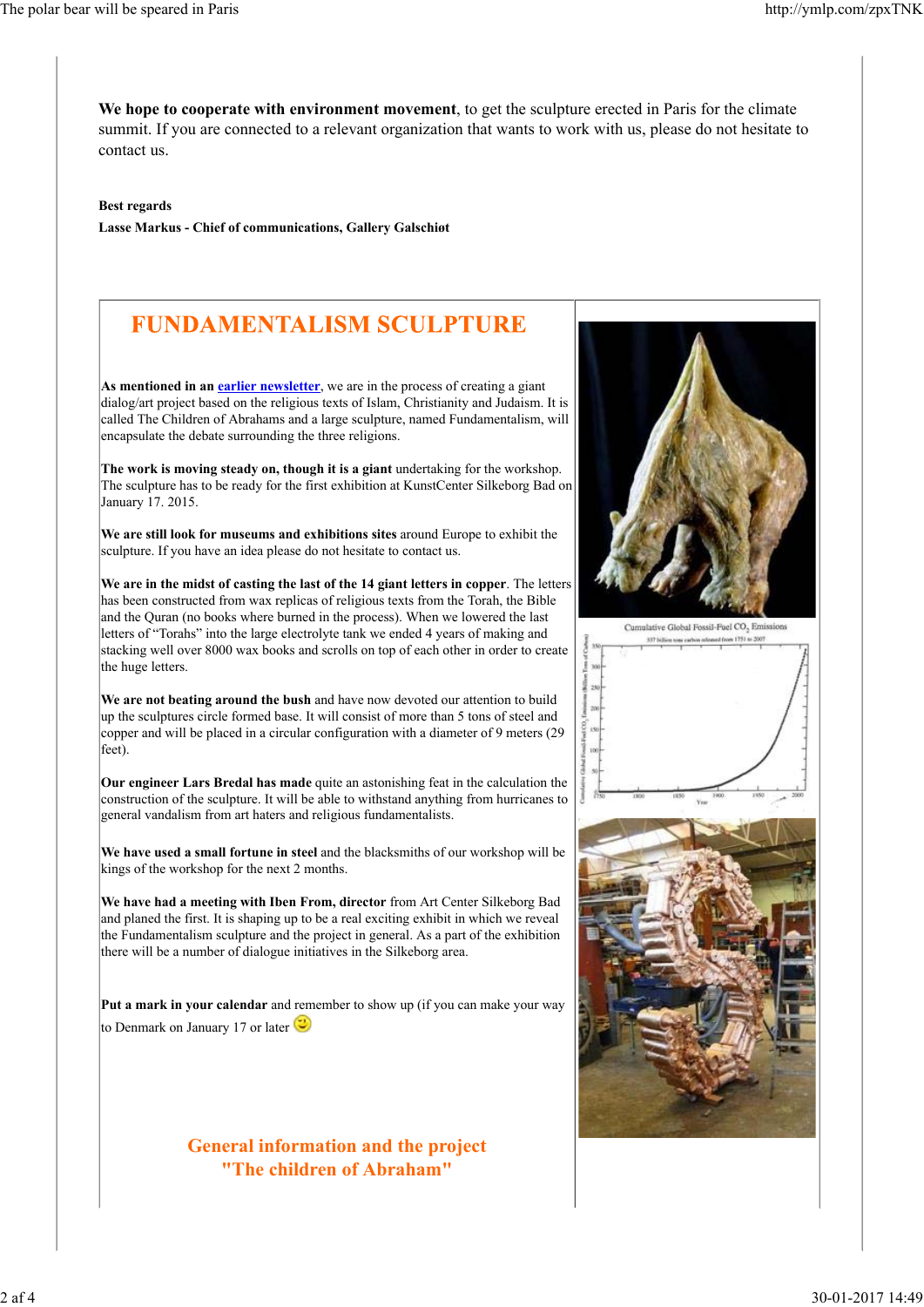**We hope to cooperate with environment movement**, to get the sculpture erected in Paris for the climate summit. If you are connected to a relevant organization that wants to work with us, please do not hesitate to contact us.

**Best regards**

**Lasse Markus - Chief of communications, Gallery Galschiøt**

# FUNDAMENTALISM SCULPTURE

**As mentioned in an earlier newsletter**, we are in the process of creating a giant dialog/art project based on the religious texts of Islam, Christianity and Judaism. It is called The Children of Abrahams and a large sculpture, named Fundamentalism, will encapsulate the debate surrounding the three religions.

**The work is moving steady on, though it is a giant** undertaking for the workshop. The sculpture has to be ready for the first exhibition at KunstCenter Silkeborg Bad on January 17. 2015.

**We are still look for museums and exhibitions sites** around Europe to exhibit the sculpture. If you have an idea please do not hesitate to contact us.

**We are in the midst of casting the last of the 14 giant letters in copper**. The letters has been constructed from wax replicas of religious texts from the Torah, the Bible and the Quran (no books where burned in the process). When we lowered the last letters of "Torahs" into the large electrolyte tank we ended 4 years of making and stacking well over 8000 wax books and scrolls on top of each other in order to create the huge letters.

**We are not beating around the bush** and have now devoted our attention to build up the sculptures circle formed base. It will consist of more than 5 tons of steel and copper and will be placed in a circular configuration with a diameter of 9 meters (29 feet).

**Our engineer Lars Bredal has made** quite an astonishing feat in the calculation the construction of the sculpture. It will be able to withstand anything from hurricanes to general vandalism from art haters and religious fundamentalists.

**We have used a small fortune in steel** and the blacksmiths of our workshop will be kings of the workshop for the next 2 months.

**We have had a meeting with Iben From, director** from Art Center Silkeborg Bad and planed the first. It is shaping up to be a real exciting exhibit in which we reveal the Fundamentalism sculpture and the project in general. As a part of the exhibition there will be a number of dialogue initiatives in the Silkeborg area.

**Put a mark in your calendar** and remember to show up (if you can make your way to Denmark on January 17 or later 🙂

## General information and the project "The children of Abraham"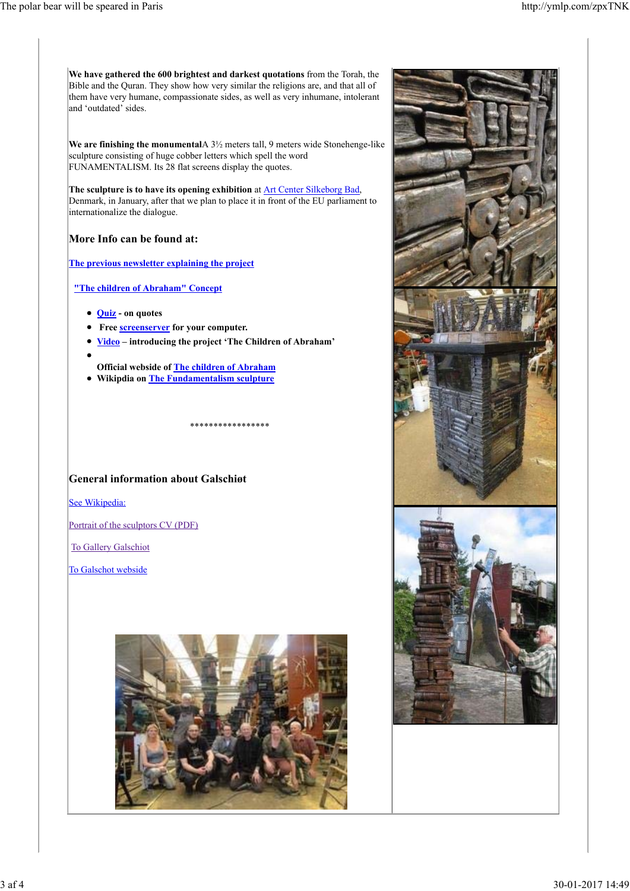**We have gathered the 600 brightest and darkest quotations** from the Torah, the Bible and the Quran. They show how very similar the religions are, and that all of them have very humane, compassionate sides, as well as very inhumane, intolerant and 'outdated' sides.

**We are finishing the monumental**A 3½ meters tall, 9 meters wide Stonehenge-like sculpture consisting of huge cobber letters which spell the word FUNAMENTALISM. Its 28 flat screens display the quotes.

**The sculpture is to have its opening exhibition** at Art Center Silkeborg Bad, Denmark, in January, after that we plan to place it in front of the EU parliament to internationalize the dialogue.

### More Info can be found at:

**The previous newsletter explaining the project**

**"The children of Abraham" Concept**

- **Quiz - on quotes**
- **Free screenserver for your computer.**
- **Video – introducing the project 'The Children of Abraham'**
- 

  **Official webside of The children of Abraham**
- **Wikipdia on The Fundamentalism sculpture**

*****************

### General information about Galschiøt

See Wikipedia:

Portrait of the sculptors CV (PDF)

To Gallery Galschiot

To Galschot webside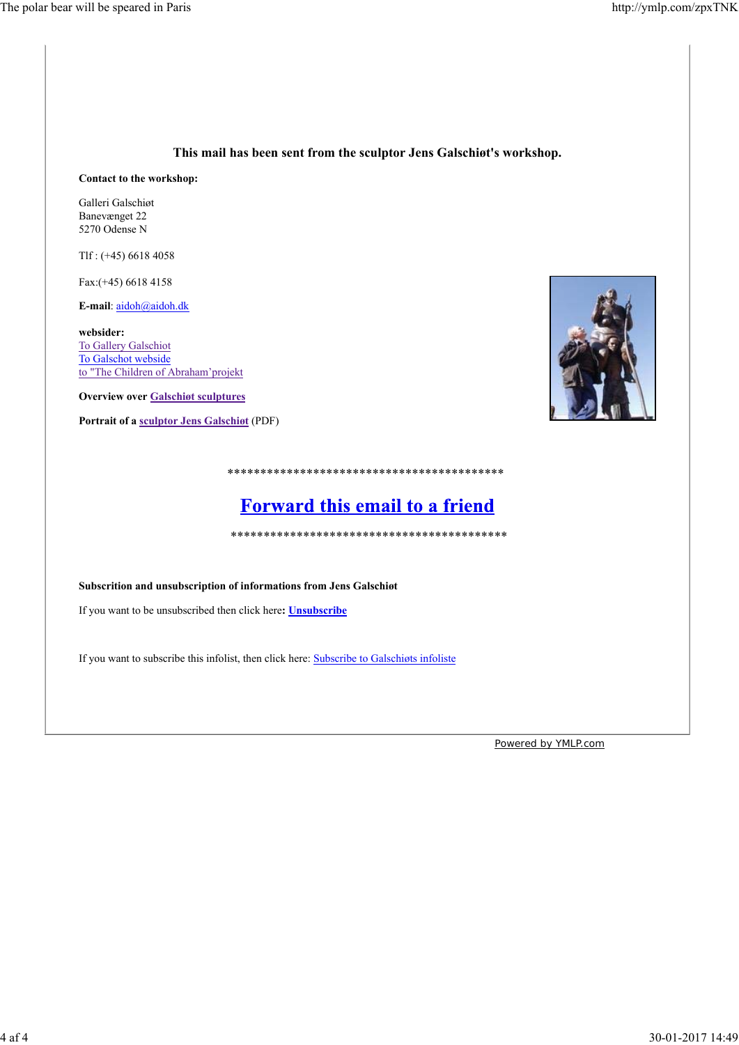**This mail has been sent from the sculptor Jens Galschiøt's workshop.**

**Contact to the workshop:**

Galleri Galschiøt
Banevænget 22
5270 Odense N

Tlf : (+45) 6618 4058

Fax:(+45) 6618 4158

**E-mail**: aidoh@aidoh.dk

**websider:**
To Gallery Galschiot
To Galschot webside
to "The Children of Abraham'projekt

**Overview over Galschiøt sculptures**

**Portrait of a sculptor Jens Galschiøt** (PDF)

******************************************

## Forward this email to a friend

******************************************

**Subscrition and unsubscription of informations from Jens Galschiøt**

If you want to be unsubscribed then click here**: Unsubscribe**

If you want to subscribe this infolist, then click here: Subscribe to Galschiøts infoliste

Powered by YMLP.com